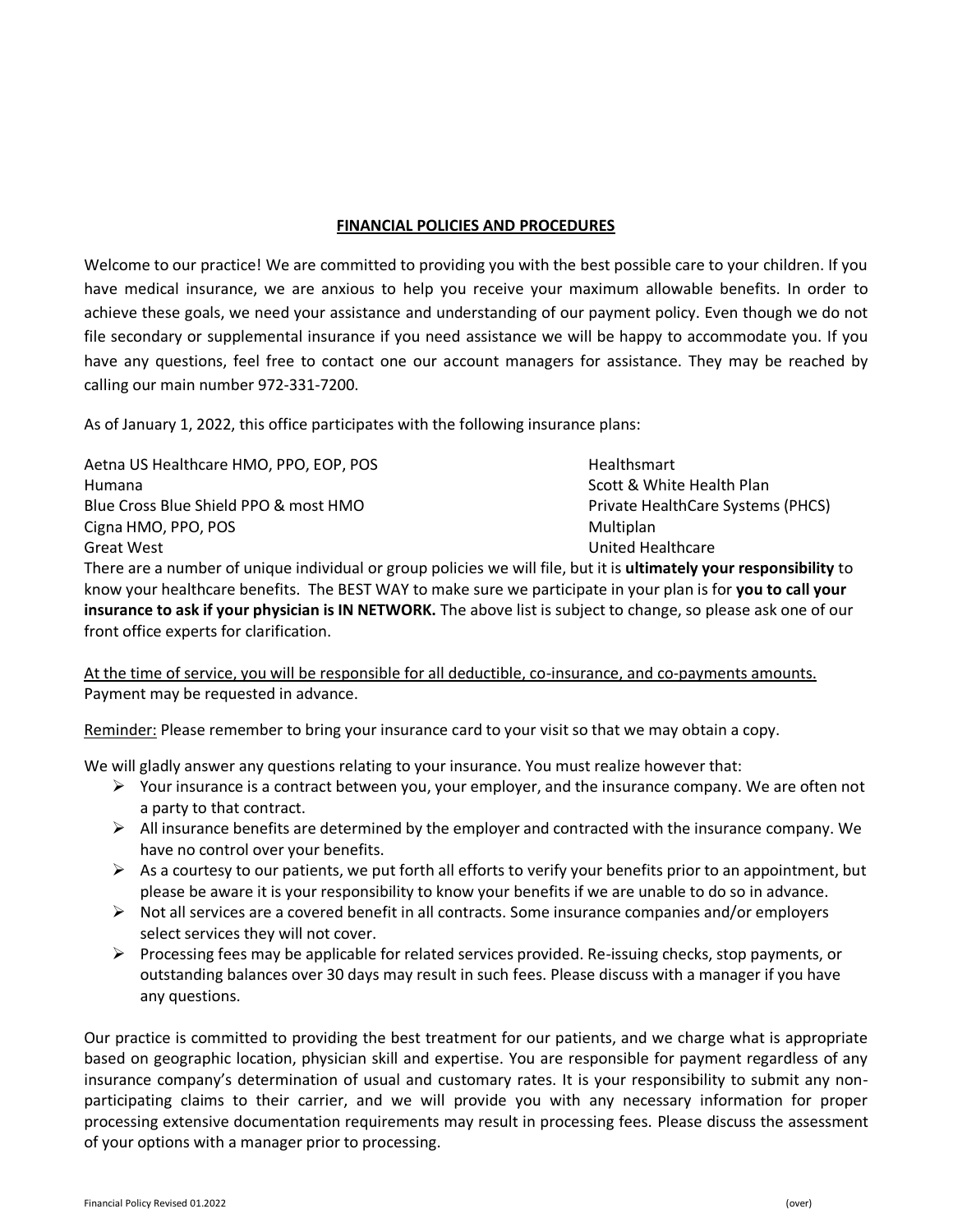# FINANCIAL POLICIES AND PROCEDURES

Welcome to our practice! We are committed to providing you with the best possible care to your children. If you have medical insurance, we are anxious to help you receive your maximum allowable benefits. In order to achieve these goals, we need your assistance and understanding of our payment policy. Even though we do not file secondary or supplemental insurance if you need assistance we will be happy to accommodate you. If you have any questions, feel free to contact one our account managers for assistance. They may be reached by calling our main number 972-331-7200.

As of January 1, 2022, this office participates with the following insurance plans:

| | |
|---|---|
| Aetna US Healthcare HMO, PPO, EOP, POS | Healthsmart |
| Humana | Scott & White Health Plan |
| Blue Cross Blue Shield PPO & most HMO | Private HealthCare Systems (PHCS) |
| Cigna HMO, PPO, POS | Multiplan |
| Great West | United Healthcare |

There are a number of unique individual or group policies we will file, but it is **ultimately your responsibility** to know your healthcare benefits. The BEST WAY to make sure we participate in your plan is for **you to call your insurance to ask if your physician is IN NETWORK.** The above list is subject to change, so please ask one of our front office experts for clarification.

<u>At the time of service, you will be responsible for all deductible, co-insurance, and co-payments amounts.</u> Payment may be requested in advance.

<u>Reminder:</u> Please remember to bring your insurance card to your visit so that we may obtain a copy.

We will gladly answer any questions relating to your insurance. You must realize however that:

- Your insurance is a contract between you, your employer, and the insurance company. We are often not a party to that contract.
- All insurance benefits are determined by the employer and contracted with the insurance company. We have no control over your benefits.
- As a courtesy to our patients, we put forth all efforts to verify your benefits prior to an appointment, but please be aware it is your responsibility to know your benefits if we are unable to do so in advance.
- Not all services are a covered benefit in all contracts. Some insurance companies and/or employers select services they will not cover.
- Processing fees may be applicable for related services provided. Re-issuing checks, stop payments, or outstanding balances over 30 days may result in such fees. Please discuss with a manager if you have any questions.

Our practice is committed to providing the best treatment for our patients, and we charge what is appropriate based on geographic location, physician skill and expertise. You are responsible for payment regardless of any insurance company's determination of usual and customary rates. It is your responsibility to submit any non-participating claims to their carrier, and we will provide you with any necessary information for proper processing extensive documentation requirements may result in processing fees. Please discuss the assessment of your options with a manager prior to processing.

Financial Policy Revised 01.2022 (over)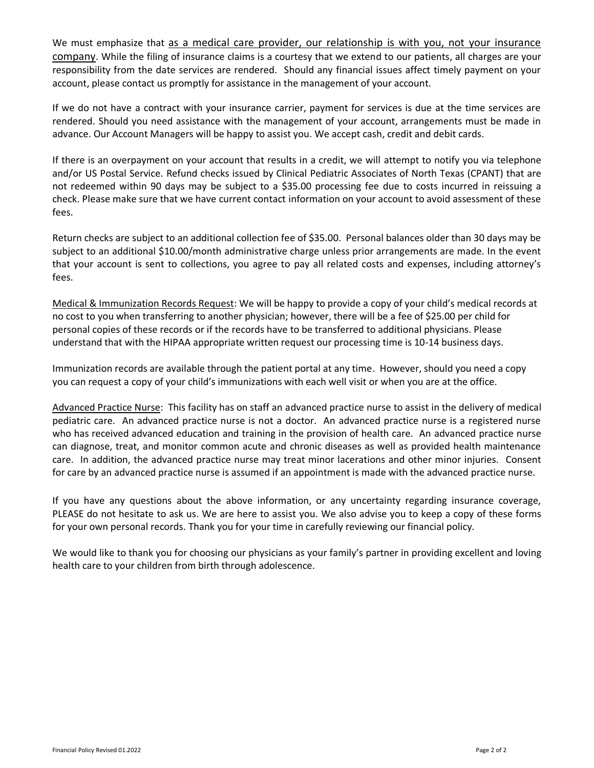We must emphasize that as a medical care provider, our relationship is with you, not your insurance company. While the filing of insurance claims is a courtesy that we extend to our patients, all charges are your responsibility from the date services are rendered. Should any financial issues affect timely payment on your account, please contact us promptly for assistance in the management of your account.

If we do not have a contract with your insurance carrier, payment for services is due at the time services are rendered. Should you need assistance with the management of your account, arrangements must be made in advance. Our Account Managers will be happy to assist you. We accept cash, credit and debit cards.

If there is an overpayment on your account that results in a credit, we will attempt to notify you via telephone and/or US Postal Service. Refund checks issued by Clinical Pediatric Associates of North Texas (CPANT) that are not redeemed within 90 days may be subject to a $35.00 processing fee due to costs incurred in reissuing a check. Please make sure that we have current contact information on your account to avoid assessment of these fees.

Return checks are subject to an additional collection fee of $35.00. Personal balances older than 30 days may be subject to an additional $10.00/month administrative charge unless prior arrangements are made. In the event that your account is sent to collections, you agree to pay all related costs and expenses, including attorney's fees.

Medical & Immunization Records Request: We will be happy to provide a copy of your child's medical records at no cost to you when transferring to another physician; however, there will be a fee of $25.00 per child for personal copies of these records or if the records have to be transferred to additional physicians. Please understand that with the HIPAA appropriate written request our processing time is 10-14 business days.

Immunization records are available through the patient portal at any time. However, should you need a copy you can request a copy of your child's immunizations with each well visit or when you are at the office.

Advanced Practice Nurse: This facility has on staff an advanced practice nurse to assist in the delivery of medical pediatric care. An advanced practice nurse is not a doctor. An advanced practice nurse is a registered nurse who has received advanced education and training in the provision of health care. An advanced practice nurse can diagnose, treat, and monitor common acute and chronic diseases as well as provided health maintenance care. In addition, the advanced practice nurse may treat minor lacerations and other minor injuries. Consent for care by an advanced practice nurse is assumed if an appointment is made with the advanced practice nurse.

If you have any questions about the above information, or any uncertainty regarding insurance coverage, PLEASE do not hesitate to ask us. We are here to assist you. We also advise you to keep a copy of these forms for your own personal records. Thank you for your time in carefully reviewing our financial policy.

We would like to thank you for choosing our physicians as your family's partner in providing excellent and loving health care to your children from birth through adolescence.

Financial Policy Revised 01.2022